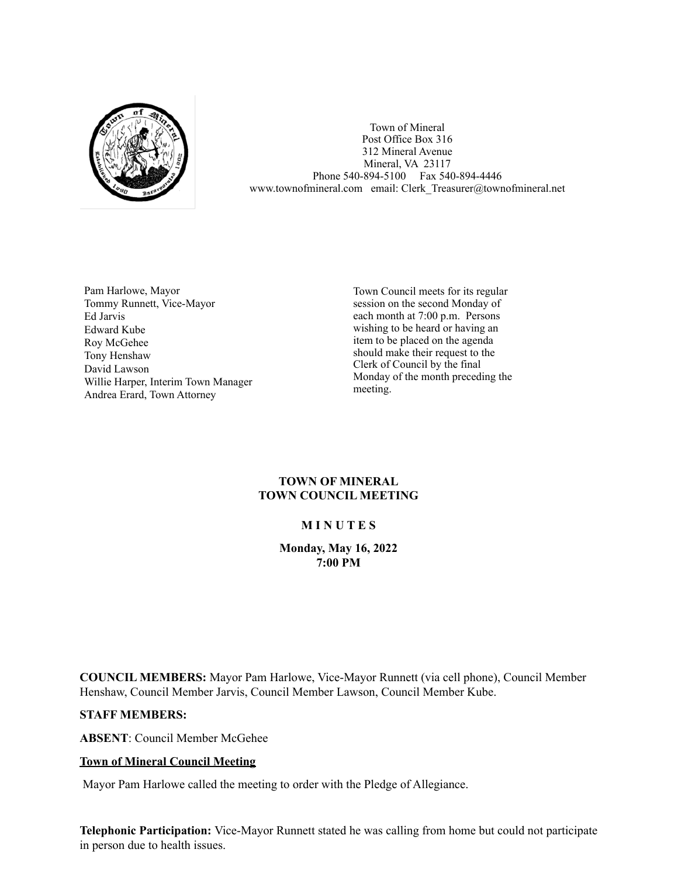Town of Mineral
Post Office Box 316
312 Mineral Avenue
Mineral, VA 23117
Phone 540-894-5100 Fax 540-894-4446
www.townofmineral.com email: Clerk_Treasurer@townofmineral.net

Pam Harlowe, Mayor
Tommy Runnett, Vice-Mayor
Ed Jarvis
Edward Kube
Roy McGehee
Tony Henshaw
David Lawson
Willie Harper, Interim Town Manager
Andrea Erard, Town Attorney

Town Council meets for its regular session on the second Monday of each month at 7:00 p.m. Persons wishing to be heard or having an item to be placed on the agenda should make their request to the Clerk of Council by the final Monday of the month preceding the meeting.

**TOWN OF MINERAL**
**TOWN COUNCIL MEETING**

**M I N U T E S**

**Monday, May 16, 2022**
**7:00 PM**

**COUNCIL MEMBERS:** Mayor Pam Harlowe, Vice-Mayor Runnett (via cell phone), Council Member Henshaw, Council Member Jarvis, Council Member Lawson, Council Member Kube.

**STAFF MEMBERS:**

**ABSENT**: Council Member McGehee

**Town of Mineral Council Meeting**

Mayor Pam Harlowe called the meeting to order with the Pledge of Allegiance.

**Telephonic Participation:** Vice-Mayor Runnett stated he was calling from home but could not participate in person due to health issues.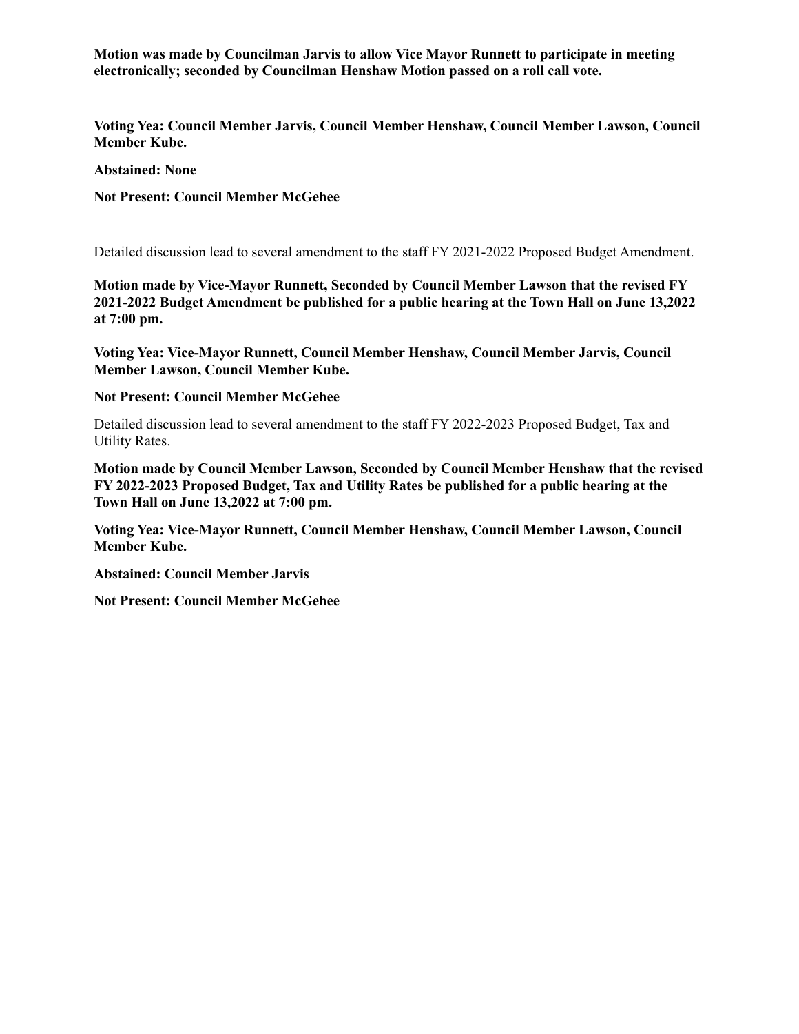**Motion was made by Councilman Jarvis to allow Vice Mayor Runnett to participate in meeting electronically; seconded by Councilman Henshaw Motion passed on a roll call vote.**

**Voting Yea: Council Member Jarvis, Council Member Henshaw, Council Member Lawson, Council Member Kube.**

**Abstained: None**

**Not Present: Council Member McGehee**

Detailed discussion lead to several amendment to the staff FY 2021-2022 Proposed Budget Amendment.

**Motion made by Vice-Mayor Runnett, Seconded by Council Member Lawson that the revised FY 2021-2022 Budget Amendment be published for a public hearing at the Town Hall on June 13,2022 at 7:00 pm.**

**Voting Yea: Vice-Mayor Runnett, Council Member Henshaw, Council Member Jarvis, Council Member Lawson, Council Member Kube.**

**Not Present: Council Member McGehee**

Detailed discussion lead to several amendment to the staff FY 2022-2023 Proposed Budget, Tax and Utility Rates.

**Motion made by Council Member Lawson, Seconded by Council Member Henshaw that the revised FY 2022-2023 Proposed Budget, Tax and Utility Rates be published for a public hearing at the Town Hall on June 13,2022 at 7:00 pm.**

**Voting Yea: Vice-Mayor Runnett, Council Member Henshaw, Council Member Lawson, Council Member Kube.**

**Abstained: Council Member Jarvis**

**Not Present: Council Member McGehee**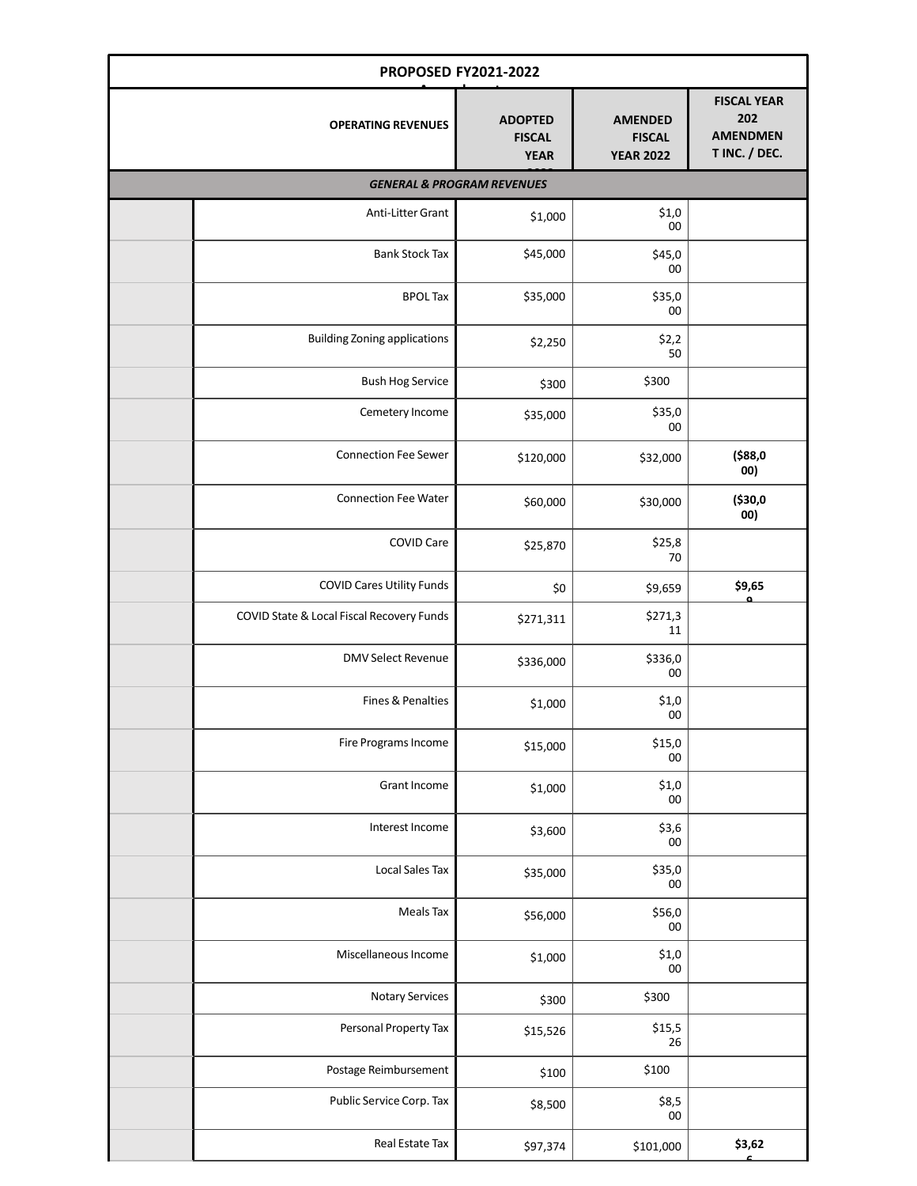| PROPOSED FY2021-2022 Amendment | | | | |
|---|---|---|---|---|
| | OPERATING REVENUES | ADOPTED FISCAL YEAR 2022 | AMENDED FISCAL YEAR 2022 | FISCAL YEAR 2022 AMENDMENT INC. / DEC. |
| | ***GENERAL & PROGRAM REVENUES*** | | | |
| | Anti-Litter Grant | $1,000 | $1,000 | |
| | Bank Stock Tax | $45,000 | $45,000 | |
| | BPOL Tax | $35,000 | $35,000 | |
| | Building Zoning applications | $2,250 | $2,250 | |
| | Bush Hog Service | $300 | $300 | |
| | Cemetery Income | $35,000 | $35,000 | |
| | Connection Fee Sewer | $120,000 | $32,000 | **($88,000)** |
| | Connection Fee Water | $60,000 | $30,000 | **($30,000)** |
| | COVID Care | $25,870 | $25,870 | |
| | COVID Cares Utility Funds | $0 | $9,659 | **$9,659** |
| | COVID State & Local Fiscal Recovery Funds | $271,311 | $271,311 | |
| | DMV Select Revenue | $336,000 | $336,000 | |
| | Fines & Penalties | $1,000 | $1,000 | |
| | Fire Programs Income | $15,000 | $15,000 | |
| | Grant Income | $1,000 | $1,000 | |
| | Interest Income | $3,600 | $3,600 | |
| | Local Sales Tax | $35,000 | $35,000 | |
| | Meals Tax | $56,000 | $56,000 | |
| | Miscellaneous Income | $1,000 | $1,000 | |
| | Notary Services | $300 | $300 | |
| | Personal Property Tax | $15,526 | $15,526 | |
| | Postage Reimbursement | $100 | $100 | |
| | Public Service Corp. Tax | $8,500 | $8,500 | |
| | Real Estate Tax | $97,374 | $101,000 | **$3,626** |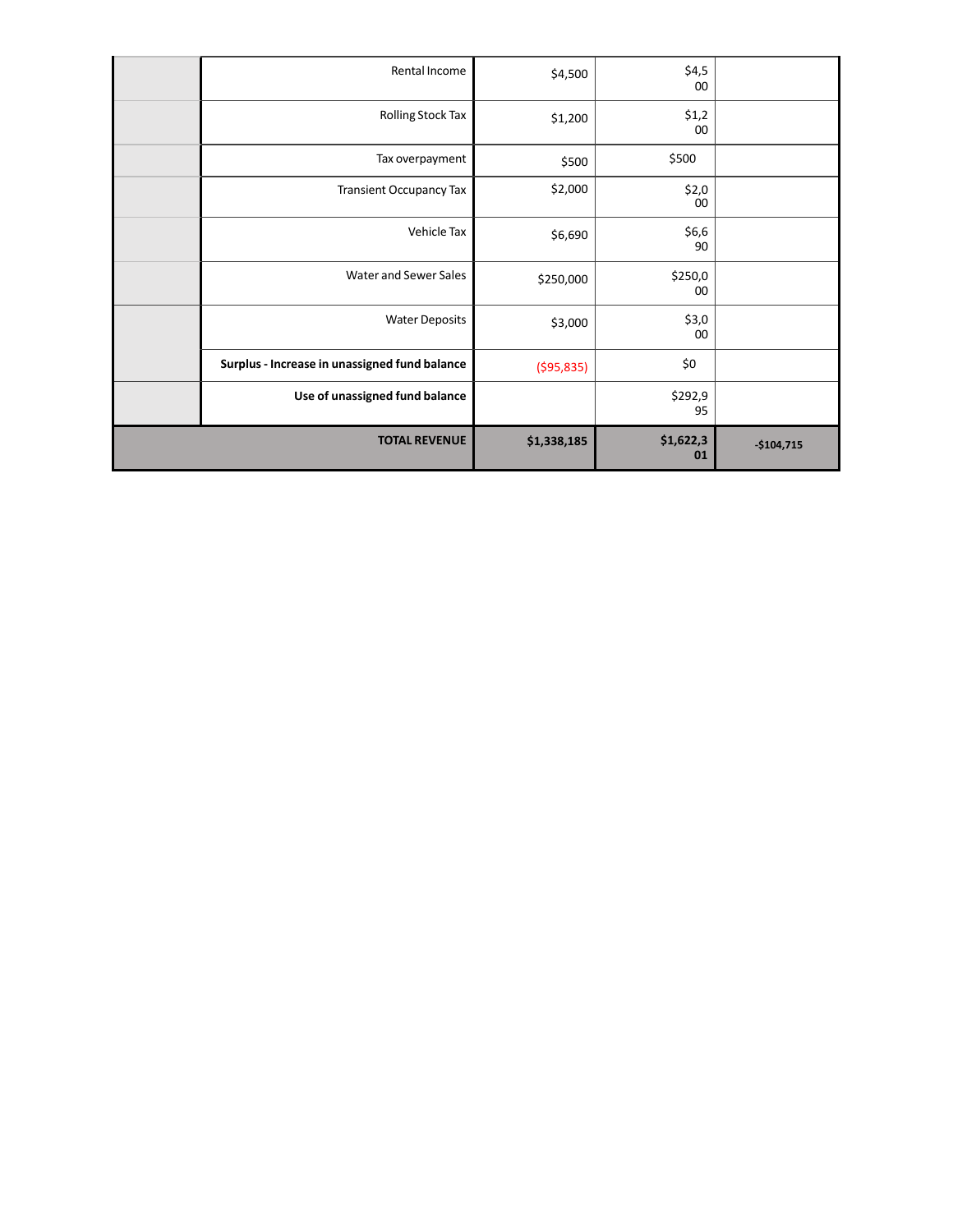| | | | | |
|---|---|---|---|---|
| | Rental Income | $4,500 | $4,500 | |
| | Rolling Stock Tax | $1,200 | $1,200 | |
| | Tax overpayment | $500 | $500 | |
| | Transient Occupancy Tax | $2,000 | $2,000 | |
| | Vehicle Tax | $6,690 | $6,690 | |
| | Water and Sewer Sales | $250,000 | $250,000 | |
| | Water Deposits | $3,000 | $3,000 | |
| | **Surplus - Increase in unassigned fund balance** | ($95,835) | $0 | |
| | **Use of unassigned fund balance** | | $292,995 | |
| | **TOTAL REVENUE** | **$1,338,185** | **$1,622,301** | **-$104,715** |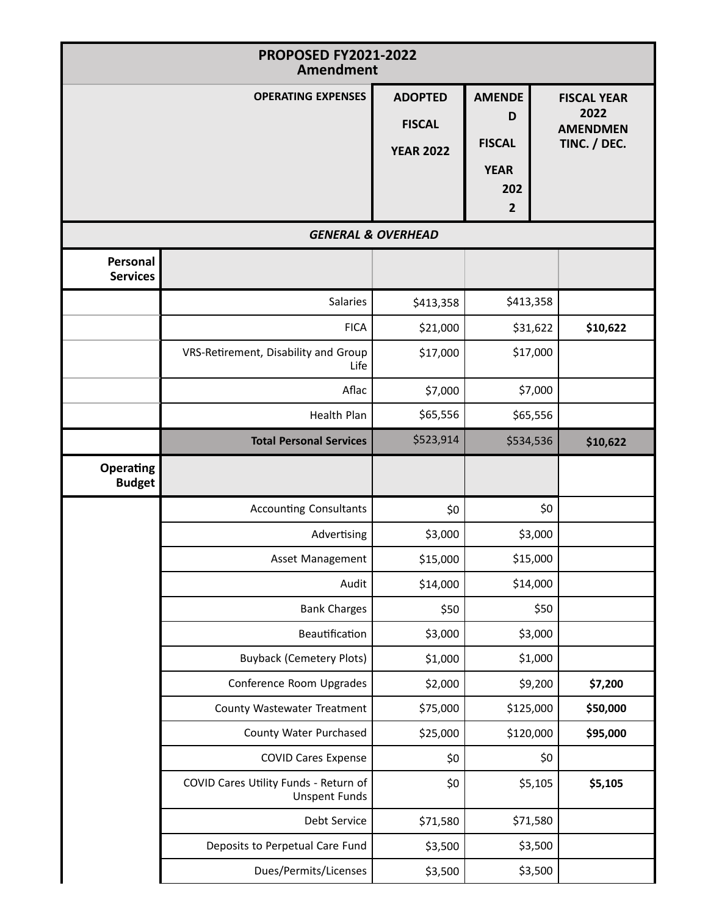| PROPOSED FY2021-2022 Amendment | | | | |
|---|---|---|---|---|
| | OPERATING EXPENSES | ADOPTED FISCAL YEAR 2022 | AMENDED FISCAL YEAR 2022 | FISCAL YEAR 2022 AMENDMENT INC. / DEC. |
| | *GENERAL & OVERHEAD* | | | |
| **Personal Services** | | | | |
| | Salaries | $413,358 | $413,358 | |
| | FICA | $21,000 | $31,622 | **$10,622** |
| | VRS-Retirement, Disability and Group Life | $17,000 | $17,000 | |
| | Aflac | $7,000 | $7,000 | |
| | Health Plan | $65,556 | $65,556 | |
| | **Total Personal Services** | $523,914 | $534,536 | **$10,622** |
| **Operating Budget** | | | | |
| | Accounting Consultants | $0 | $0 | |
| | Advertising | $3,000 | $3,000 | |
| | Asset Management | $15,000 | $15,000 | |
| | Audit | $14,000 | $14,000 | |
| | Bank Charges | $50 | $50 | |
| | Beautification | $3,000 | $3,000 | |
| | Buyback (Cemetery Plots) | $1,000 | $1,000 | |
| | Conference Room Upgrades | $2,000 | $9,200 | **$7,200** |
| | County Wastewater Treatment | $75,000 | $125,000 | **$50,000** |
| | County Water Purchased | $25,000 | $120,000 | **$95,000** |
| | COVID Cares Expense | $0 | $0 | |
| | COVID Cares Utility Funds - Return of Unspent Funds | $0 | $5,105 | **$5,105** |
| | Debt Service | $71,580 | $71,580 | |
| | Deposits to Perpetual Care Fund | $3,500 | $3,500 | |
| | Dues/Permits/Licenses | $3,500 | $3,500 | |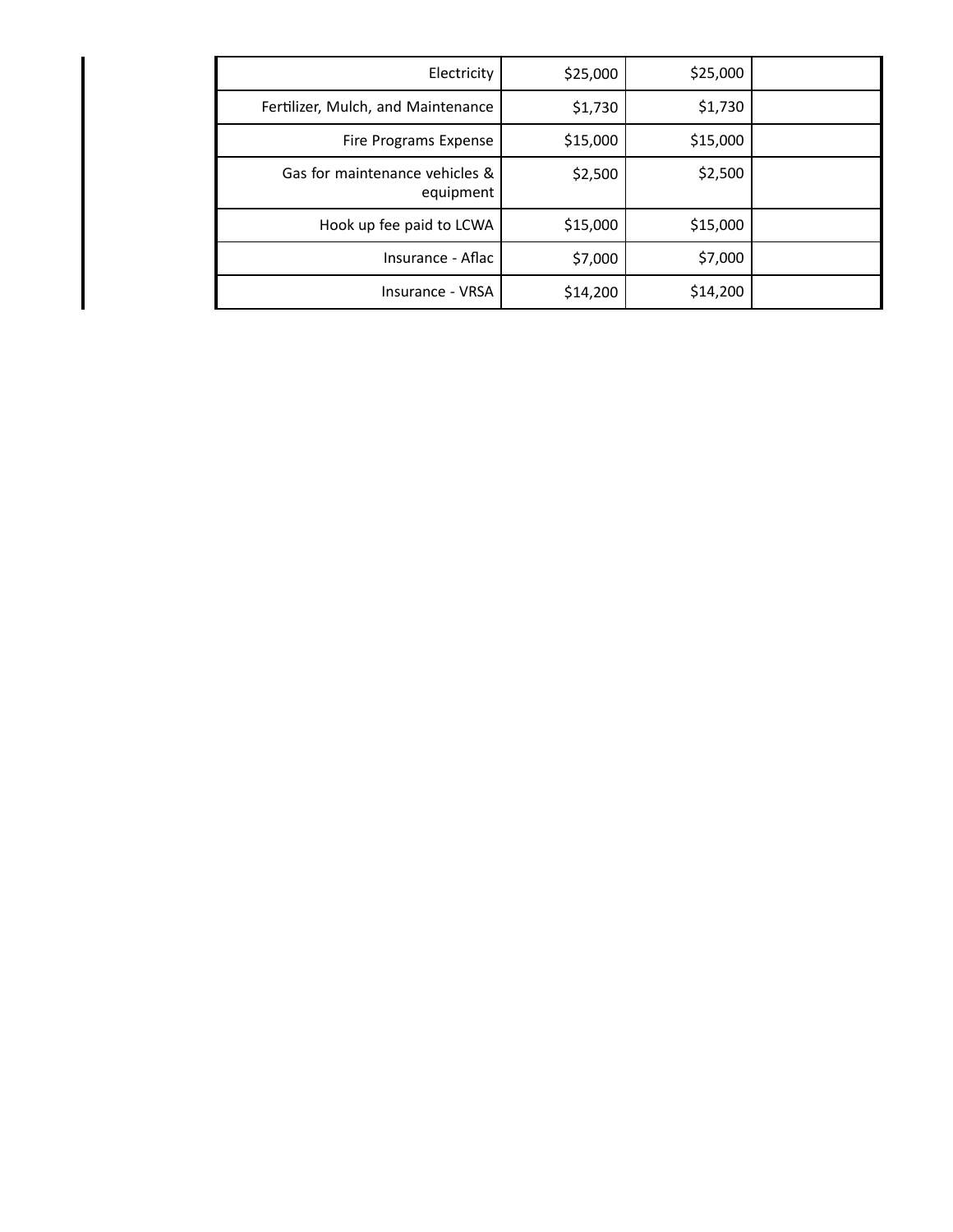| | | | |
|---|---|---|---|
| Electricity | $25,000 | $25,000 | |
| Fertilizer, Mulch, and Maintenance | $1,730 | $1,730 | |
| Fire Programs Expense | $15,000 | $15,000 | |
| Gas for maintenance vehicles & equipment | $2,500 | $2,500 | |
| Hook up fee paid to LCWA | $15,000 | $15,000 | |
| Insurance - Aflac | $7,000 | $7,000 | |
| Insurance - VRSA | $14,200 | $14,200 | |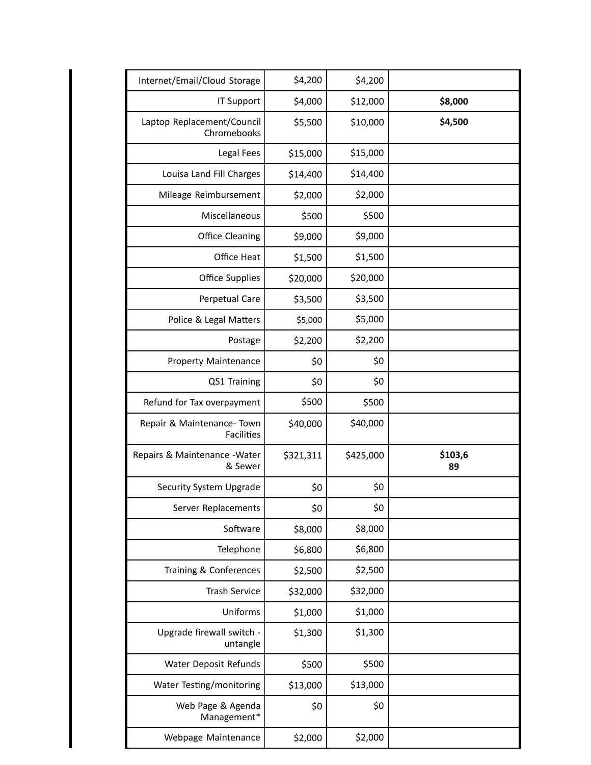| | | | |
|---|---|---|---|
| Internet/Email/Cloud Storage | $4,200 | $4,200 | |
| IT Support | $4,000 | $12,000 | **$8,000** |
| Laptop Replacement/Council Chromebooks | $5,500 | $10,000 | **$4,500** |
| Legal Fees | $15,000 | $15,000 | |
| Louisa Land Fill Charges | $14,400 | $14,400 | |
| Mileage Reimbursement | $2,000 | $2,000 | |
| Miscellaneous | $500 | $500 | |
| Office Cleaning | $9,000 | $9,000 | |
| Office Heat | $1,500 | $1,500 | |
| Office Supplies | $20,000 | $20,000 | |
| Perpetual Care | $3,500 | $3,500 | |
| Police & Legal Matters | $5,000 | $5,000 | |
| Postage | $2,200 | $2,200 | |
| Property Maintenance | $0 | $0 | |
| QS1 Training | $0 | $0 | |
| Refund for Tax overpayment | $500 | $500 | |
| Repair & Maintenance- Town Facilities | $40,000 | $40,000 | |
| Repairs & Maintenance -Water & Sewer | $321,311 | $425,000 | **$103,689** |
| Security System Upgrade | $0 | $0 | |
| Server Replacements | $0 | $0 | |
| Software | $8,000 | $8,000 | |
| Telephone | $6,800 | $6,800 | |
| Training & Conferences | $2,500 | $2,500 | |
| Trash Service | $32,000 | $32,000 | |
| Uniforms | $1,000 | $1,000 | |
| Upgrade firewall switch - untangle | $1,300 | $1,300 | |
| Water Deposit Refunds | $500 | $500 | |
| Water Testing/monitoring | $13,000 | $13,000 | |
| Web Page & Agenda Management* | $0 | $0 | |
| Webpage Maintenance | $2,000 | $2,000 | |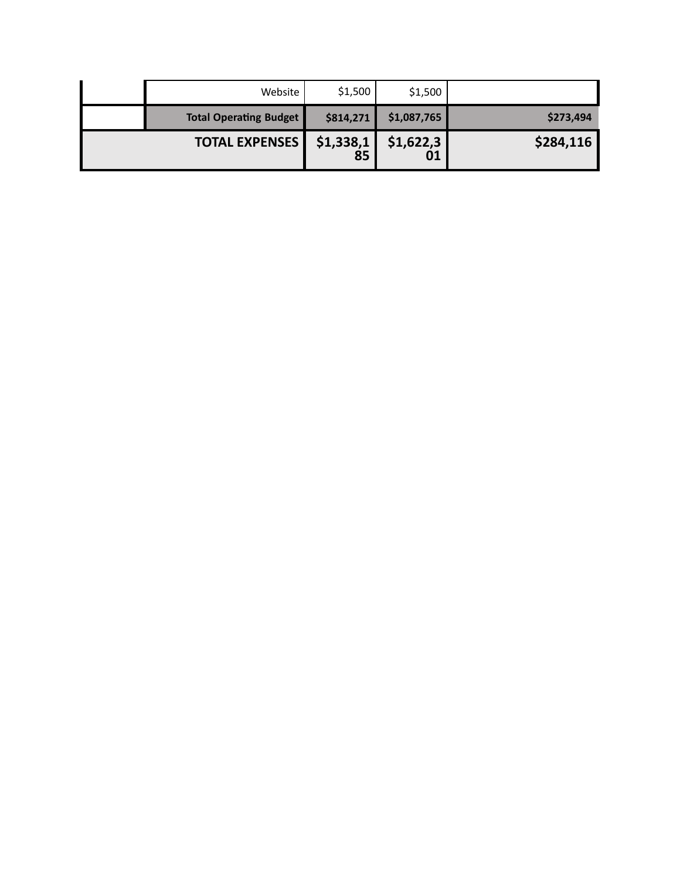| | | | | |
|---|---|---|---|---|
| | Website | $1,500 | $1,500 | |
| | **Total Operating Budget** | **$814,271** | **$1,087,765** | **$273,494** |
| **TOTAL EXPENSES** | | **$1,338,185** | **$1,622,301** | **$284,116** |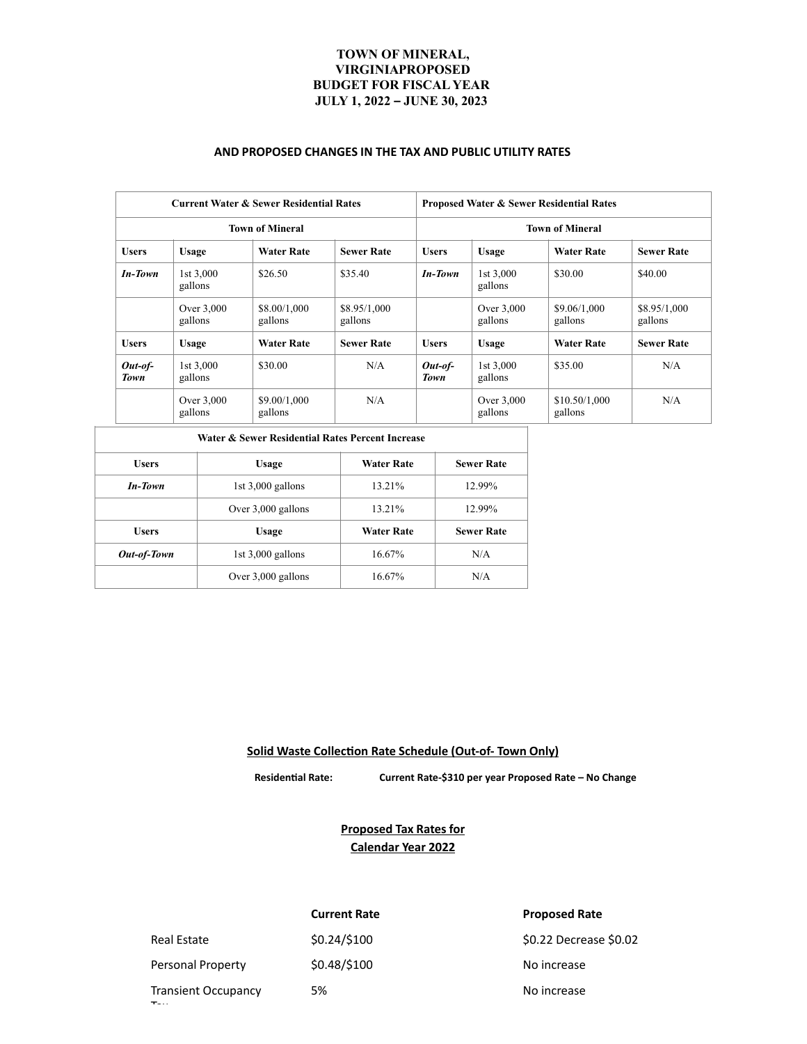# TOWN OF MINERAL, VIRGINIAPROPOSED BUDGET FOR FISCAL YEAR JULY 1, 2022 – JUNE 30, 2023

## AND PROPOSED CHANGES IN THE TAX AND PUBLIC UTILITY RATES

| Current Water & Sewer Residential Rates | | | | Proposed Water & Sewer Residential Rates | | | |
|---|---|---|---|---|---|---|---|
| Town of Mineral | | | | Town of Mineral | | | |
| **Users** | **Usage** | **Water Rate** | **Sewer Rate** | **Users** | **Usage** | **Water Rate** | **Sewer Rate** |
| ***In-Town*** | 1st 3,000 gallons | $26.50 | $35.40 | ***In-Town*** | 1st 3,000 gallons | $30.00 | $40.00 |
| | Over 3,000 gallons | $8.00/1,000 gallons | $8.95/1,000 gallons | | Over 3,000 gallons | $9.06/1,000 gallons | $8.95/1,000 gallons |
| **Users** | **Usage** | **Water Rate** | **Sewer Rate** | **Users** | **Usage** | **Water Rate** | **Sewer Rate** |
| ***Out-of-Town*** | 1st 3,000 gallons | $30.00 | N/A | ***Out-of-Town*** | 1st 3,000 gallons | $35.00 | N/A |
| | Over 3,000 gallons | $9.00/1,000 gallons | N/A | | Over 3,000 gallons | $10.50/1,000 gallons | N/A |

| Water & Sewer Residential Rates Percent Increase | | | |
|---|---|---|---|
| **Users** | **Usage** | **Water Rate** | **Sewer Rate** |
| ***In-Town*** | 1st 3,000 gallons | 13.21% | 12.99% |
| | Over 3,000 gallons | 13.21% | 12.99% |
| **Users** | **Usage** | **Water Rate** | **Sewer Rate** |
| ***Out-of-Town*** | 1st 3,000 gallons | 16.67% | N/A |
| | Over 3,000 gallons | 16.67% | N/A |

**Solid Waste Collection Rate Schedule (Out-of- Town Only)**

**Residential Rate:** **Current Rate-$310 per year Proposed Rate – No Change**

**Proposed Tax Rates for Calendar Year 2022**

| | **Current Rate** | **Proposed Rate** |
|---|---|---|
| Real Estate | $0.24/$100 | $0.22 Decrease $0.02 |
| Personal Property | $0.48/$100 | No increase |
| Transient Occupancy Tax | 5% | No increase |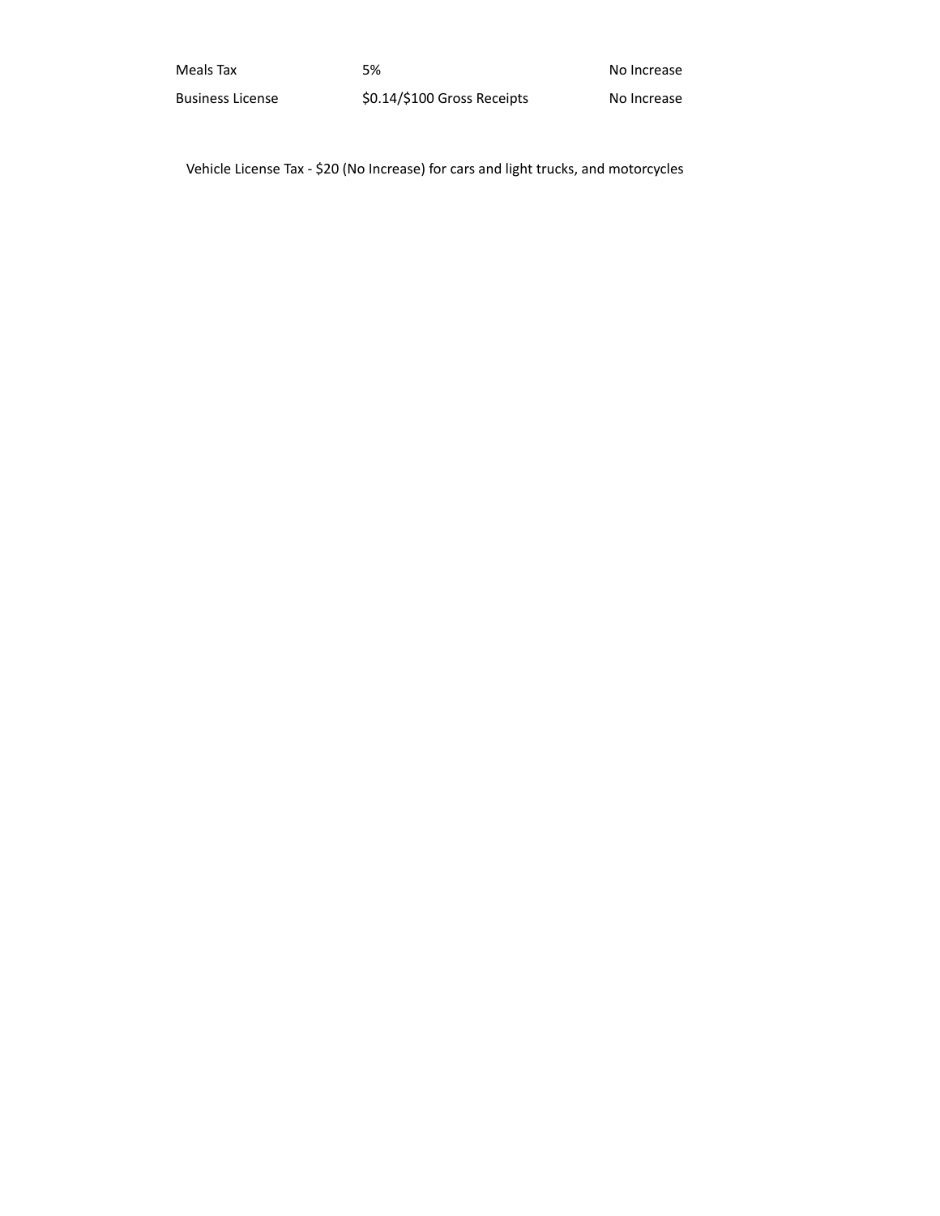| | | |
|---|---|---|
| Meals Tax | 5% | No Increase |
| Business License | $0.14/$100 Gross Receipts | No Increase |

Vehicle License Tax - $20 (No Increase) for cars and light trucks, and motorcycles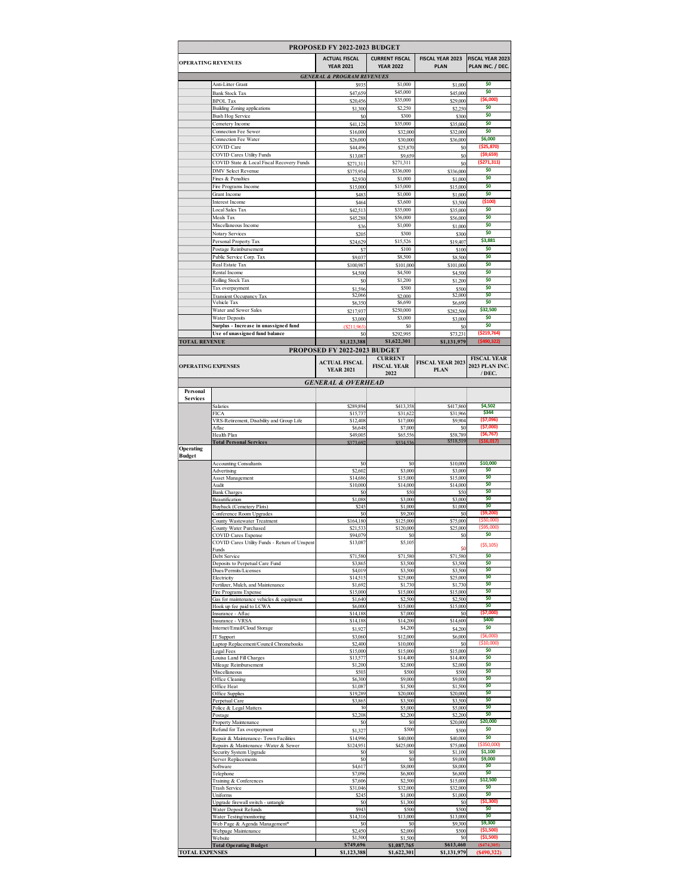# PROPOSED FY 2022-2023 BUDGET

| OPERATING REVENUES | ACTUAL FISCAL YEAR 2021 | CURRENT FISCAL YEAR 2022 | FISCAL YEAR 2023 PLAN | FISCAL YEAR 2023 PLAN INC. / DEC. |
|---|---|---|---|---|
| ***GENERAL & PROGRAM REVENUES*** | | | | |
| Anti-Litter Grant | $935 | $1,000 | $1,000 | $0 |
| Bank Stock Tax | $47,659 | $45,000 | $45,000 | $0 |
| BPOL Tax | $20,456 | $35,000 | $29,000 | ($6,000) |
| Building Zoning applications | $1,300 | $2,250 | $2,250 | $0 |
| Bush Hog Service | $0 | $300 | $300 | $0 |
| Cemetery Income | $41,128 | $35,000 | $35,000 | $0 |
| Connection Fee Sewer | $16,000 | $32,000 | $32,000 | $0 |
| Connection Fee Water | $26,000 | $30,000 | $36,000 | $6,000 |
| COVID Care | $44,496 | $25,870 | $0 | ($25,870) |
| COVID Cares Utility Funds | $13,087 | $9,659 | $0 | ($9,659) |
| COVID State & Local Fiscal Recovery Funds | $271,311 | $271,311 | $0 | ($271,311) |
| DMV Select Revenue | $375,954 | $336,000 | $336,000 | $0 |
| Fines & Penalties | $2,930 | $1,000 | $1,000 | $0 |
| Fire Programs Income | $15,000 | $15,000 | $15,000 | $0 |
| Grant Income | $483 | $1,000 | $1,000 | $0 |
| Interest Income | $464 | $3,600 | $3,500 | ($100) |
| Local Sales Tax | $42,513 | $35,000 | $35,000 | $0 |
| Meals Tax | $45,288 | $56,000 | $56,000 | $0 |
| Miscellaneous Income | $36 | $1,000 | $1,000 | $0 |
| Notary Services | $205 | $300 | $300 | $0 |
| Personal Property Tax | $24,629 | $15,526 | $19,407 | $3,881 |
| Postage Reimbursement | $7 | $100 | $100 | $0 |
| Public Service Corp. Tax | $9,037 | $8,500 | $8,500 | $0 |
| Real Estate Tax | $100,987 | $101,000 | $101,000 | $0 |
| Rental Income | $4,500 | $4,500 | $4,500 | $0 |
| Rolling Stock Tax | $0 | $1,200 | $1,200 | $0 |
| Tax overpayment | $1,596 | $500 | $500 | $0 |
| Transient Occupancy Tax | $2,066 | $2,000 | $2,000 | $0 |
| Vehicle Tax | $6,350 | $6,690 | $6,690 | $0 |
| Water and Sewer Sales | $217,937 | $250,000 | $282,500 | $32,500 |
| Water Deposits | $3,000 | $3,000 | $3,000 | $0 |
| **Surplus - Increase in unassigned fund** | ($211,963) | $0 | $0 | $0 |
| **Use of unassigned fund balance** | $0 | $292,995 | $73,231 | ($219,764) |
| **TOTAL REVENUE** | **$1,123,388** | **$1,622,301** | **$1,131,979** | **($490,322)** |

# PROPOSED FY 2022-2023 BUDGET

| OPERATING EXPENSES | | ACTUAL FISCAL YEAR 2021 | CURRENT FISCAL YEAR 2022 | FISCAL YEAR 2023 PLAN | FISCAL YEAR 2023 PLAN INC. / DEC. |
|---|---|---|---|---|---|
| ***GENERAL & OVERHEAD*** | | | | | |
| **Personal Services** | | | | | |
| | Salaries | $289,894 | $413,358 | $417,860 | $4,502 |
| | FICA | $15,737 | $31,622 | $31,966 | $344 |
| | VRS-Retirement, Disability and Group Life | $12,408 | $17,000 | $9,904 | ($7,096) |
| | Aflac | $6,648 | $7,000 | $0 | ($7,000) |
| | Health Plan | $49,005 | $65,556 | $58,789 | ($6,767) |
| | **Total Personal Services** | $373,692 | $534,536 | $518,519 | ($16,017) |
| **Operating Budget** | | | | | |
| | Accounting Consultants | $0 | $0 | $10,000 | $10,000 |
| | Advertising | $2,602 | $3,000 | $3,000 | $0 |
| | Asset Management | $14,686 | $15,000 | $15,000 | $0 |
| | Audit | $10,000 | $14,000 | $14,000 | $0 |
| | Bank Charges | $0 | $50 | $50 | $0 |
| | Beautification | $1,088 | $3,000 | $3,000 | $0 |
| | Buyback (Cemetery Plots) | $245 | $1,000 | $1,000 | $0 |
| | Conference Room Upgrades | $0 | $9,200 | $0 | ($9,200) |
| | County Wastewater Treatment | $164,180 | $125,000 | $75,000 | ($50,000) |
| | County Water Purchased | $21,533 | $120,000 | $25,000 | ($95,000) |
| | COVID Cares Expense | $94,079 | $0 | $0 | $0 |
| | COVID Cares Utility Funds - Return of Unspent Funds | $13,087 | $5,105 | $0 | ($5,105) |
| | Debt Service | $71,580 | $71,580 | $71,580 | $0 |
| | Deposits to Perpetual Care Fund | $3,865 | $3,500 | $3,500 | $0 |
| | Dues/Permits/Licenses | $4,019 | $3,500 | $3,500 | $0 |
| | Electricity | $14,515 | $25,000 | $25,000 | $0 |
| | Fertilizer, Mulch, and Maintenance | $1,692 | $1,730 | $1,730 | $0 |
| | Fire Programs Expense | $15,000 | $15,000 | $15,000 | $0 |
| | Gas for maintenance vehicles & equipment | $1,640 | $2,500 | $2,500 | $0 |
| | Hook up fee paid to LCWA | $6,000 | $15,000 | $15,000 | $0 |
| | Insurance - Aflac | $14,188 | $7,000 | $0 | ($7,000) |
| | Insurance - VRSA | $14,188 | $14,200 | $14,600 | $400 |
| | Internet/Email/Cloud Storage | $1,927 | $4,200 | $4,200 | $0 |
| | IT Support | $3,060 | $12,000 | $6,000 | ($6,000) |
| | Laptop Replacement/Council Chromebooks | $2,400 | $10,000 | $0 | ($10,000) |
| | Legal Fees | $15,000 | $15,000 | $15,000 | $0 |
| | Louisa Land Fill Charges | $13,577 | $14,400 | $14,400 | $0 |
| | Mileage Reimbursement | $1,200 | $2,000 | $2,000 | $0 |
| | Miscellaneous | $503 | $500 | $500 | $0 |
| | Office Cleaning | $6,300 | $9,000 | $9,000 | $0 |
| | Office Heat | $1,087 | $1,500 | $1,500 | $0 |
| | Office Supplies | $19,289 | $20,000 | $20,000 | $0 |
| | Perpetual Care | $3,865 | $3,500 | $3,500 | $0 |
| | Police & Legal Matters | $0 | $5,000 | $5,000 | $0 |
| | Postage | $2,208 | $2,200 | $2,200 | $0 |
| | Property Maintenance | $0 | $0 | $20,000 | $20,000 |
| | Refund for Tax overpayment | $1,327 | $500 | $500 | $0 |
| | Repair & Maintenance- Town Facilities | $14,996 | $40,000 | $40,000 | $0 |
| | Repairs & Maintenance -Water & Sewer | $124,951 | $425,000 | $75,000 | ($350,000) |
| | Security System Upgrade | $0 | $0 | $1,100 | $1,100 |
| | Server Replacements | $0 | $0 | $9,000 | $9,000 |
| | Software | $4,617 | $8,000 | $8,000 | $0 |
| | Telephone | $7,096 | $6,800 | $6,800 | $0 |
| | Training & Conferences | $7,606 | $2,500 | $15,000 | $12,500 |
| | Trash Service | $31,046 | $32,000 | $32,000 | $0 |
| | Uniforms | $245 | $1,000 | $1,000 | $0 |
| | Upgrade firewall switch - untangle | $0 | $1,300 | $0 | ($1,300) |
| | Water Deposit Refunds | $943 | $500 | $500 | $0 |
| | Water Testing/monitoring | $14,316 | $13,000 | $13,000 | $0 |
| | Web Page & Agenda Management* | $0 | $0 | $9,300 | $9,300 |
| | Webpage Maintenance | $2,450 | $2,000 | $500 | ($1,500) |
| | Website | $1,500 | $1,500 | $0 | ($1,500) |
| | **Total Operating Budget** | **$749,696** | **$1,087,765** | **$613,460** | **($474,305)** |
| **TOTAL EXPENSES** | | **$1,123,388** | **$1,622,301** | **$1,131,979** | **($490,322)** |